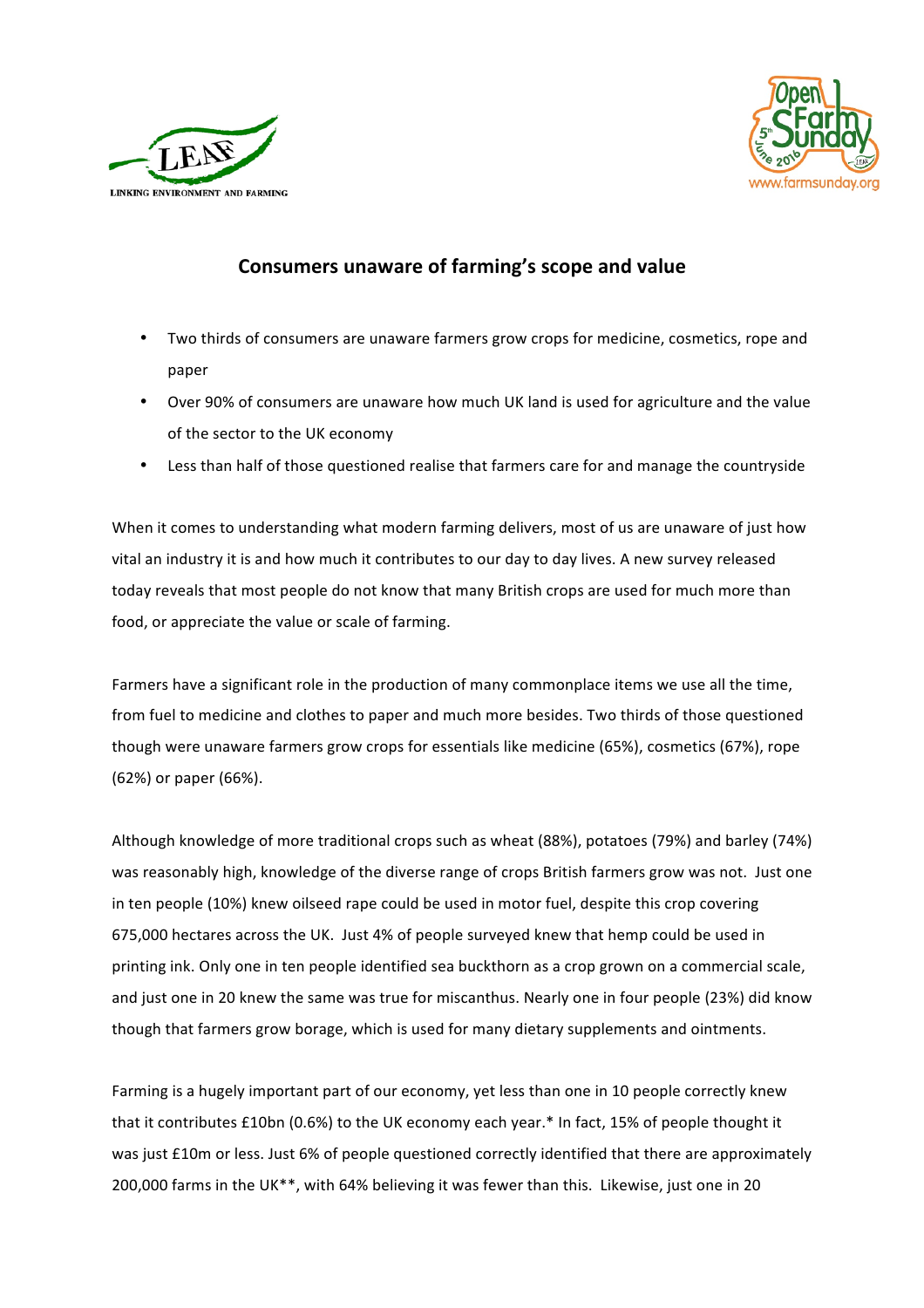# Consumers unaware of farming's scope and value

- Two thirds of consumers are unaware farmers grow crops for medicine, cosmetics, rope and paper
- Over 90% of consumers are unaware how much UK land is used for agriculture and the value of the sector to the UK economy
- Less than half of those questioned realise that farmers care for and manage the countryside

When it comes to understanding what modern farming delivers, most of us are unaware of just how vital an industry it is and how much it contributes to our day to day lives. A new survey released today reveals that most people do not know that many British crops are used for much more than food, or appreciate the value or scale of farming.

Farmers have a significant role in the production of many commonplace items we use all the time, from fuel to medicine and clothes to paper and much more besides. Two thirds of those questioned though were unaware farmers grow crops for essentials like medicine (65%), cosmetics (67%), rope (62%) or paper (66%).

Although knowledge of more traditional crops such as wheat (88%), potatoes (79%) and barley (74%) was reasonably high, knowledge of the diverse range of crops British farmers grow was not. Just one in ten people (10%) knew oilseed rape could be used in motor fuel, despite this crop covering 675,000 hectares across the UK. Just 4% of people surveyed knew that hemp could be used in printing ink. Only one in ten people identified sea buckthorn as a crop grown on a commercial scale, and just one in 20 knew the same was true for miscanthus. Nearly one in four people (23%) did know though that farmers grow borage, which is used for many dietary supplements and ointments.

Farming is a hugely important part of our economy, yet less than one in 10 people correctly knew that it contributes £10bn (0.6%) to the UK economy each year.* In fact, 15% of people thought it was just £10m or less. Just 6% of people questioned correctly identified that there are approximately 200,000 farms in the UK**, with 64% believing it was fewer than this. Likewise, just one in 20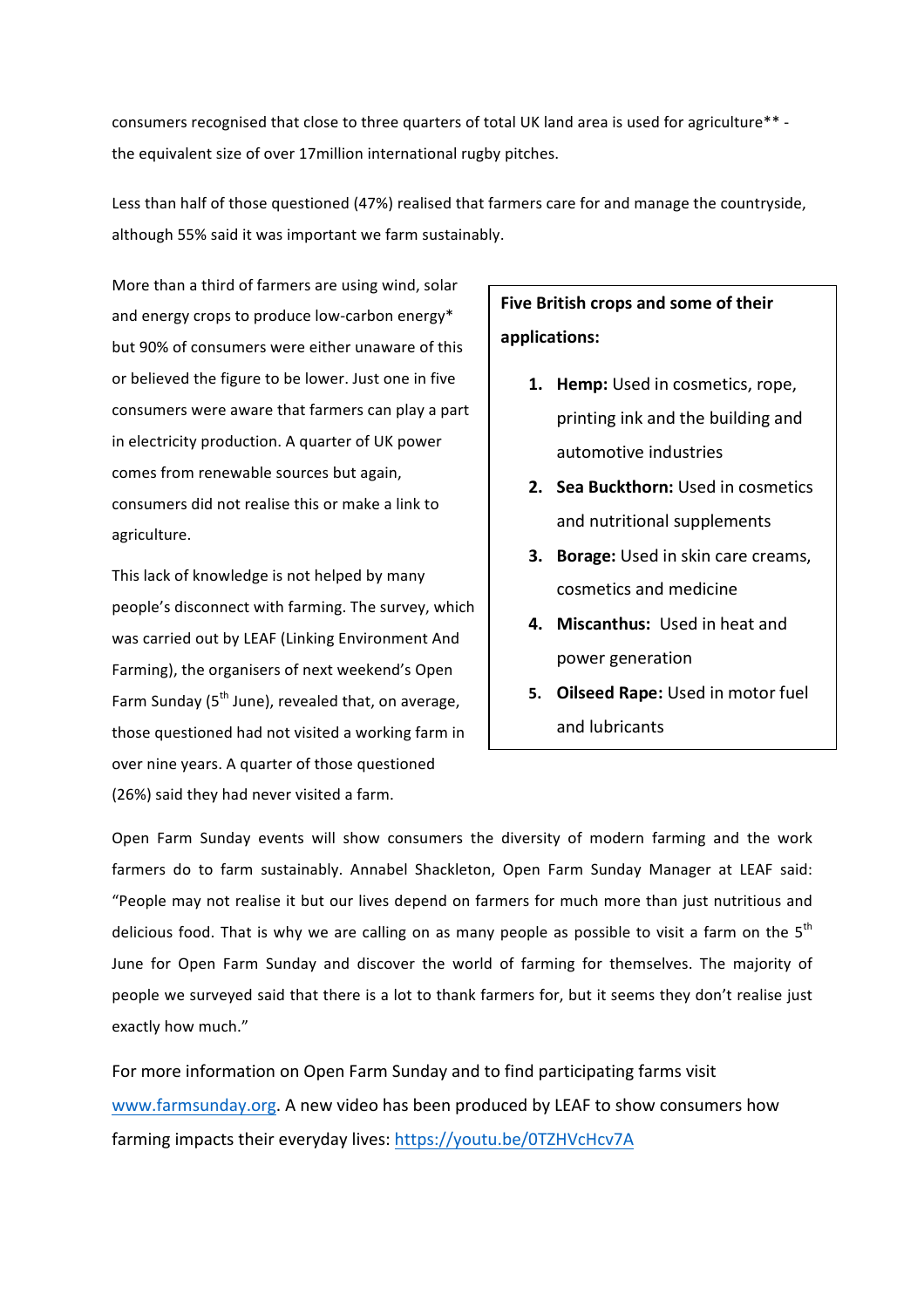consumers recognised that close to three quarters of total UK land area is used for agriculture** - the equivalent size of over 17million international rugby pitches.

Less than half of those questioned (47%) realised that farmers care for and manage the countryside, although 55% said it was important we farm sustainably.

More than a third of farmers are using wind, solar and energy crops to produce low-carbon energy* but 90% of consumers were either unaware of this or believed the figure to be lower. Just one in five consumers were aware that farmers can play a part in electricity production. A quarter of UK power comes from renewable sources but again, consumers did not realise this or make a link to agriculture.

This lack of knowledge is not helped by many people's disconnect with farming. The survey, which was carried out by LEAF (Linking Environment And Farming), the organisers of next weekend's Open Farm Sunday (5th June), revealed that, on average, those questioned had not visited a working farm in over nine years. A quarter of those questioned (26%) said they had never visited a farm.

**Five British crops and some of their applications:**

1. **Hemp:** Used in cosmetics, rope, printing ink and the building and automotive industries
2. **Sea Buckthorn:** Used in cosmetics and nutritional supplements
3. **Borage:** Used in skin care creams, cosmetics and medicine
4. **Miscanthus:** Used in heat and power generation
5. **Oilseed Rape:** Used in motor fuel and lubricants

Open Farm Sunday events will show consumers the diversity of modern farming and the work farmers do to farm sustainably. Annabel Shackleton, Open Farm Sunday Manager at LEAF said: "People may not realise it but our lives depend on farmers for much more than just nutritious and delicious food. That is why we are calling on as many people as possible to visit a farm on the 5th June for Open Farm Sunday and discover the world of farming for themselves. The majority of people we surveyed said that there is a lot to thank farmers for, but it seems they don't realise just exactly how much."

For more information on Open Farm Sunday and to find participating farms visit www.farmsunday.org. A new video has been produced by LEAF to show consumers how farming impacts their everyday lives: https://youtu.be/0TZHVcHcv7A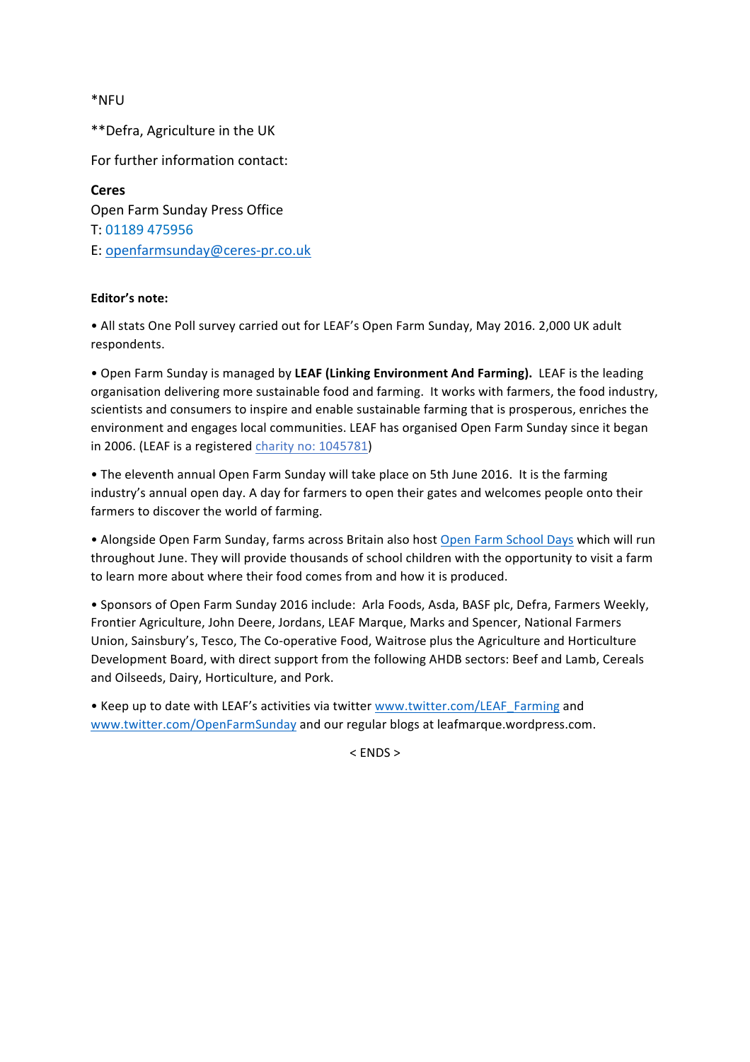*NFU

**Defra, Agriculture in the UK

For further information contact:

**Ceres**
Open Farm Sunday Press Office
T: 01189 475956
E: openfarmsunday@ceres-pr.co.uk

**Editor's note:**

• All stats One Poll survey carried out for LEAF's Open Farm Sunday, May 2016. 2,000 UK adult respondents.

• Open Farm Sunday is managed by **LEAF (Linking Environment And Farming).** LEAF is the leading organisation delivering more sustainable food and farming. It works with farmers, the food industry, scientists and consumers to inspire and enable sustainable farming that is prosperous, enriches the environment and engages local communities. LEAF has organised Open Farm Sunday since it began in 2006. (LEAF is a registered charity no: 1045781)

• The eleventh annual Open Farm Sunday will take place on 5th June 2016. It is the farming industry's annual open day. A day for farmers to open their gates and welcomes people onto their farmers to discover the world of farming.

• Alongside Open Farm Sunday, farms across Britain also host Open Farm School Days which will run throughout June. They will provide thousands of school children with the opportunity to visit a farm to learn more about where their food comes from and how it is produced.

• Sponsors of Open Farm Sunday 2016 include: Arla Foods, Asda, BASF plc, Defra, Farmers Weekly, Frontier Agriculture, John Deere, Jordans, LEAF Marque, Marks and Spencer, National Farmers Union, Sainsbury's, Tesco, The Co-operative Food, Waitrose plus the Agriculture and Horticulture Development Board, with direct support from the following AHDB sectors: Beef and Lamb, Cereals and Oilseeds, Dairy, Horticulture, and Pork.

• Keep up to date with LEAF's activities via twitter www.twitter.com/LEAF_Farming and www.twitter.com/OpenFarmSunday and our regular blogs at leafmarque.wordpress.com.

< ENDS >